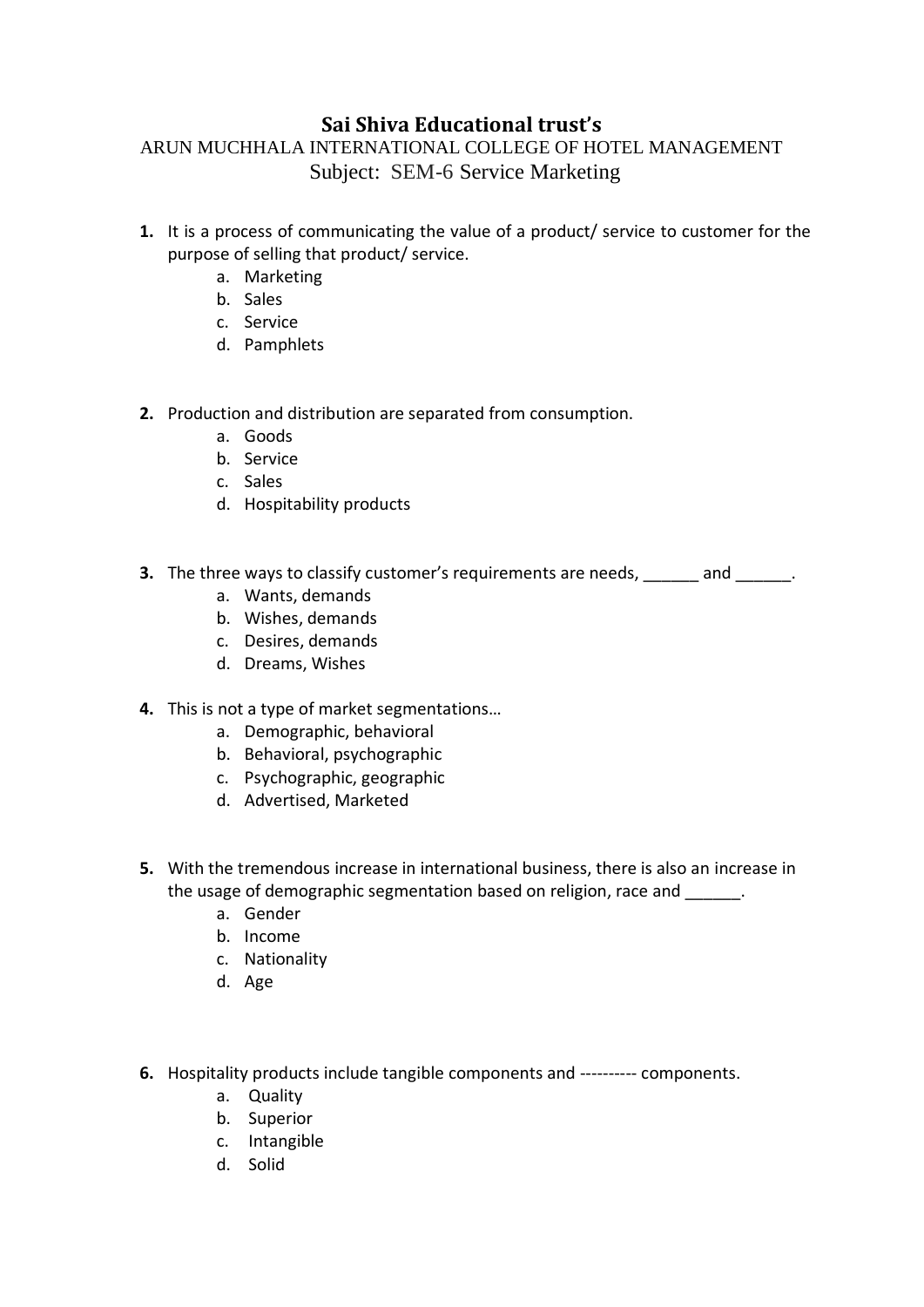# Sai Shiva Educational trust's

## ARUN MUCHHALA INTERNATIONAL COLLEGE OF HOTEL MANAGEMENT

### Subject: SEM-6 Service Marketing

1. It is a process of communicating the value of a product/ service to customer for the purpose of selling that product/ service.
   a. Marketing
   b. Sales
   c. Service
   d. Pamphlets

2. Production and distribution are separated from consumption.
   a. Goods
   b. Service
   c. Sales
   d. Hospitability products

3. The three ways to classify customer's requirements are needs, ______ and ______.
   a. Wants, demands
   b. Wishes, demands
   c. Desires, demands
   d. Dreams, Wishes

4. This is not a type of market segmentations…
   a. Demographic, behavioral
   b. Behavioral, psychographic
   c. Psychographic, geographic
   d. Advertised, Marketed

5. With the tremendous increase in international business, there is also an increase in the usage of demographic segmentation based on religion, race and ______.
   a. Gender
   b. Income
   c. Nationality
   d. Age

6. Hospitality products include tangible components and ---------- components.
   a. Quality
   b. Superior
   c. Intangible
   d. Solid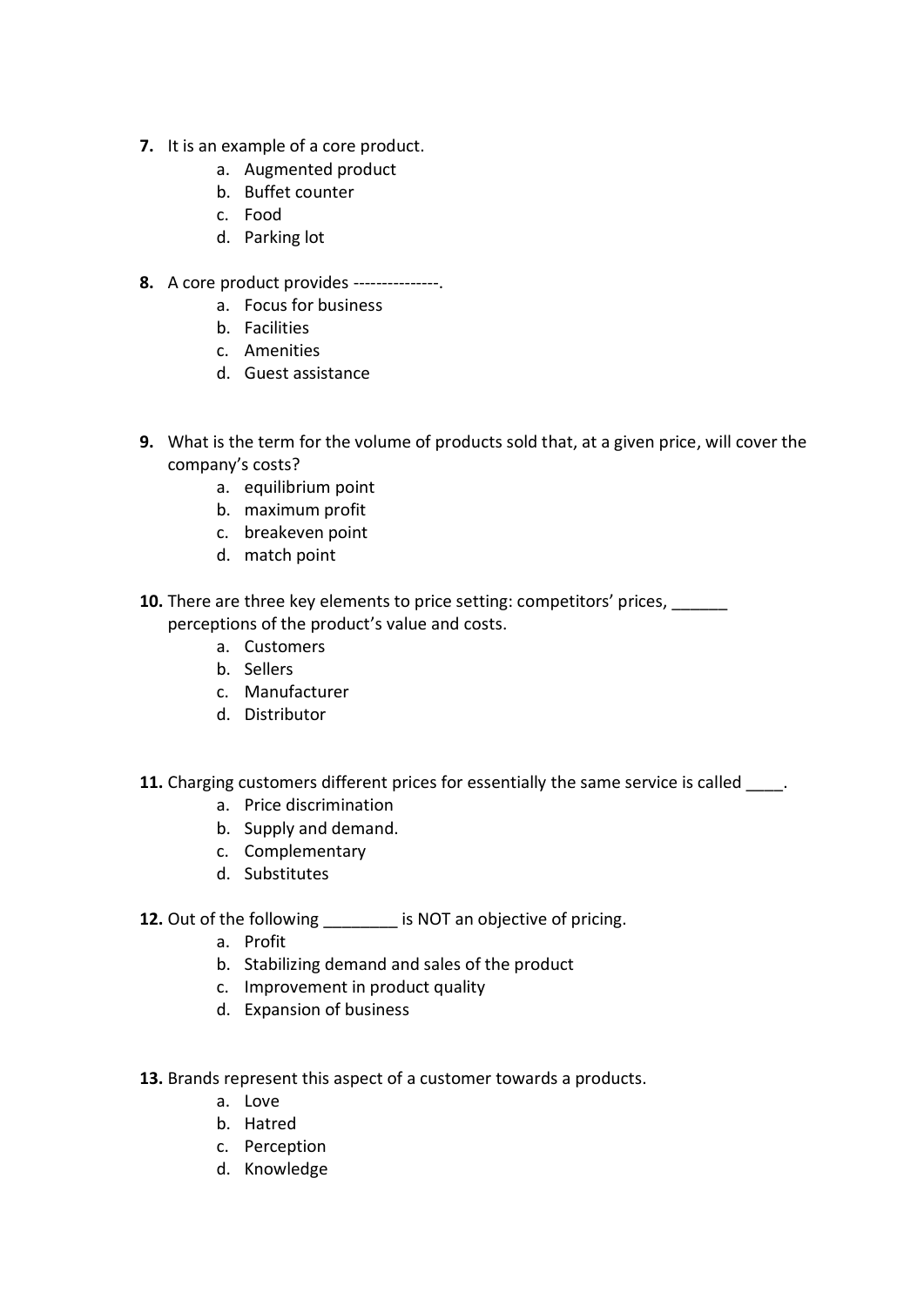**7.** It is an example of a core product.

   a. Augmented product
   b. Buffet counter
   c. Food
   d. Parking lot

**8.** A core product provides ---------------.

   a. Focus for business
   b. Facilities
   c. Amenities
   d. Guest assistance

**9.** What is the term for the volume of products sold that, at a given price, will cover the company's costs?

   a. equilibrium point
   b. maximum profit
   c. breakeven point
   d. match point

**10.** There are three key elements to price setting: competitors' prices, ______ perceptions of the product's value and costs.

   a. Customers
   b. Sellers
   c. Manufacturer
   d. Distributor

**11.** Charging customers different prices for essentially the same service is called ____.

   a. Price discrimination
   b. Supply and demand.
   c. Complementary
   d. Substitutes

**12.** Out of the following ________ is NOT an objective of pricing.

   a. Profit
   b. Stabilizing demand and sales of the product
   c. Improvement in product quality
   d. Expansion of business

**13.** Brands represent this aspect of a customer towards a products.

   a. Love
   b. Hatred
   c. Perception
   d. Knowledge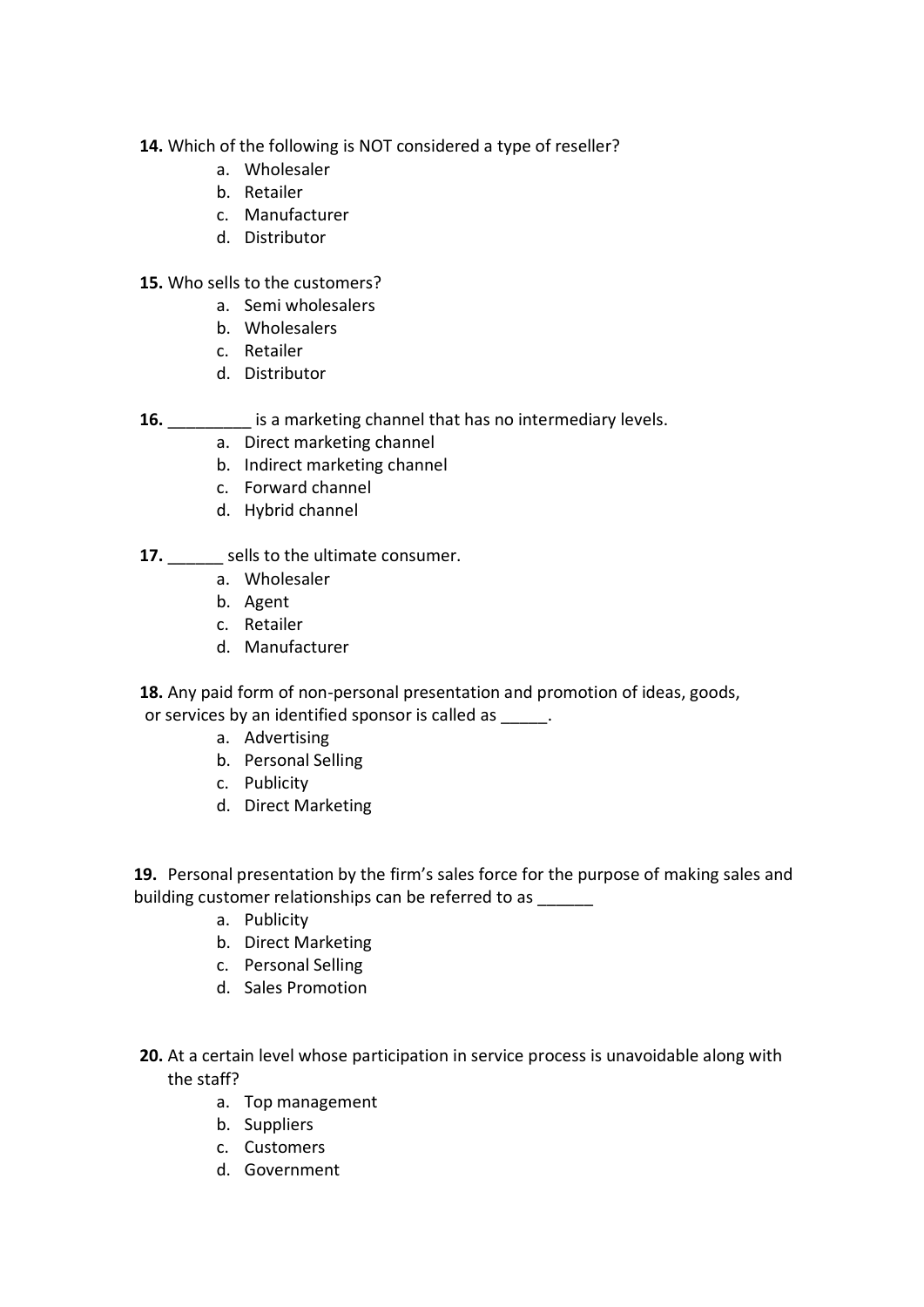**14.** Which of the following is NOT considered a type of reseller?

a. Wholesaler
b. Retailer
c. Manufacturer
d. Distributor

**15.** Who sells to the customers?

a. Semi wholesalers
b. Wholesalers
c. Retailer
d. Distributor

**16.** _________ is a marketing channel that has no intermediary levels.

a. Direct marketing channel
b. Indirect marketing channel
c. Forward channel
d. Hybrid channel

**17.** ______ sells to the ultimate consumer.

a. Wholesaler
b. Agent
c. Retailer
d. Manufacturer

**18.** Any paid form of non-personal presentation and promotion of ideas, goods, or services by an identified sponsor is called as _____.

a. Advertising
b. Personal Selling
c. Publicity
d. Direct Marketing

**19.** Personal presentation by the firm's sales force for the purpose of making sales and building customer relationships can be referred to as ______

a. Publicity
b. Direct Marketing
c. Personal Selling
d. Sales Promotion

**20.** At a certain level whose participation in service process is unavoidable along with the staff?

a. Top management
b. Suppliers
c. Customers
d. Government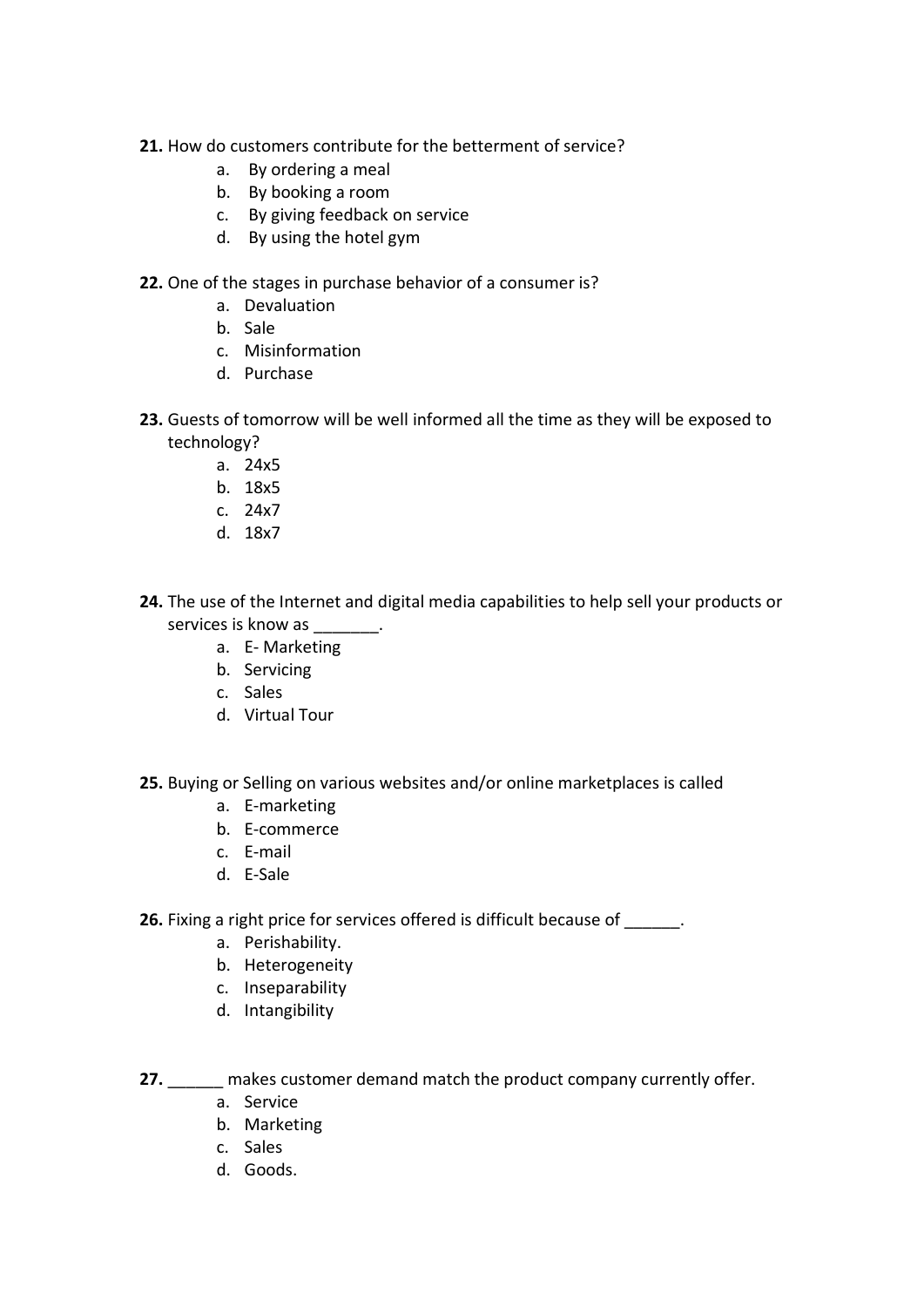**21.** How do customers contribute for the betterment of service?

a. By ordering a meal
b. By booking a room
c. By giving feedback on service
d. By using the hotel gym

**22.** One of the stages in purchase behavior of a consumer is?

a. Devaluation
b. Sale
c. Misinformation
d. Purchase

**23.** Guests of tomorrow will be well informed all the time as they will be exposed to technology?

a. 24x5
b. 18x5
c. 24x7
d. 18x7

**24.** The use of the Internet and digital media capabilities to help sell your products or services is know as _______.

a. E- Marketing
b. Servicing
c. Sales
d. Virtual Tour

**25.** Buying or Selling on various websites and/or online marketplaces is called

a. E-marketing
b. E-commerce
c. E-mail
d. E-Sale

**26.** Fixing a right price for services offered is difficult because of ______.

a. Perishability.
b. Heterogeneity
c. Inseparability
d. Intangibility

**27.** ______ makes customer demand match the product company currently offer.

a. Service
b. Marketing
c. Sales
d. Goods.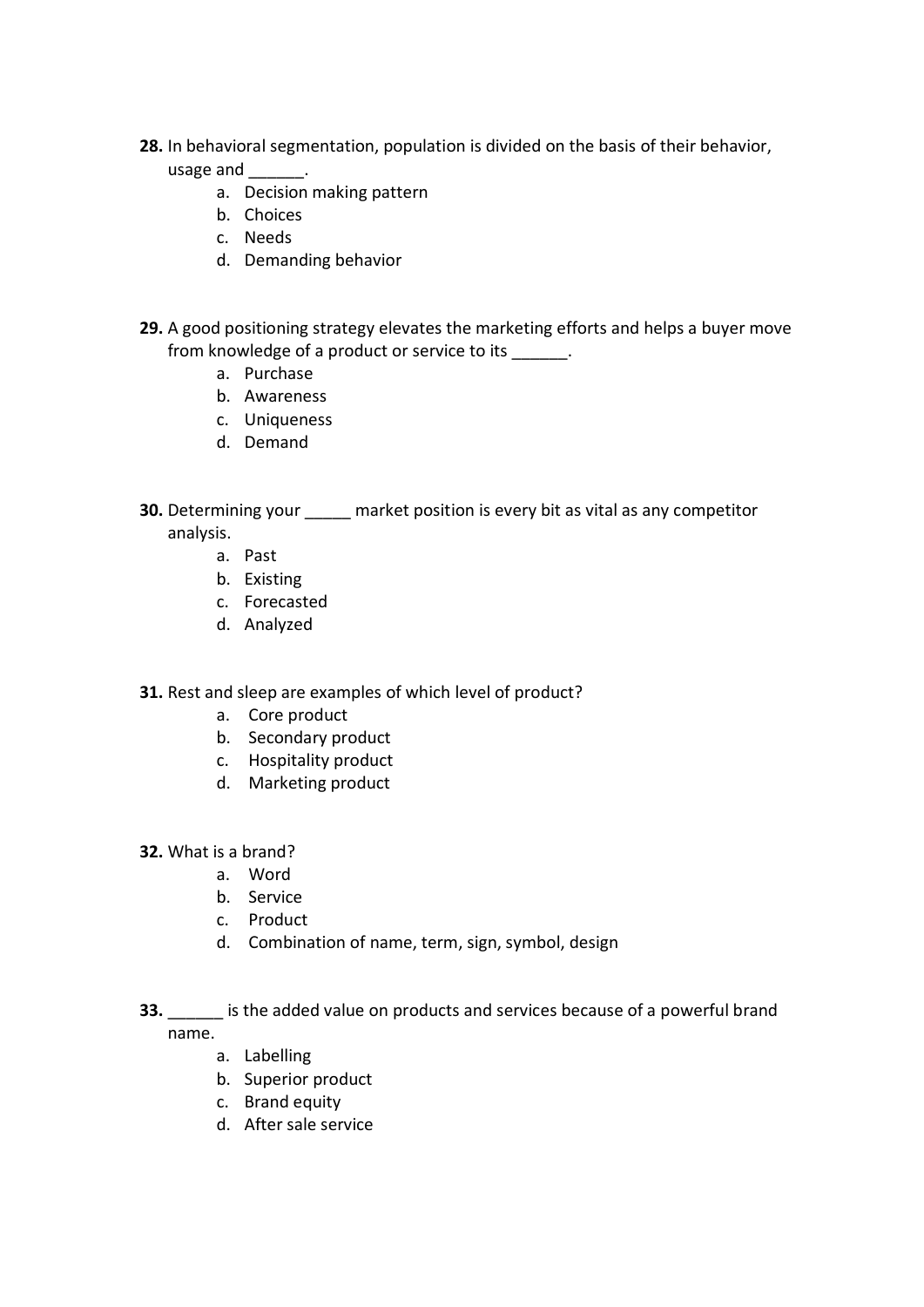**28.** In behavioral segmentation, population is divided on the basis of their behavior, usage and ______.

a. Decision making pattern
b. Choices
c. Needs
d. Demanding behavior

**29.** A good positioning strategy elevates the marketing efforts and helps a buyer move from knowledge of a product or service to its ______.

a. Purchase
b. Awareness
c. Uniqueness
d. Demand

**30.** Determining your _____ market position is every bit as vital as any competitor analysis.

a. Past
b. Existing
c. Forecasted
d. Analyzed

**31.** Rest and sleep are examples of which level of product?

a. Core product
b. Secondary product
c. Hospitality product
d. Marketing product

**32.** What is a brand?

a. Word
b. Service
c. Product
d. Combination of name, term, sign, symbol, design

**33.** ______ is the added value on products and services because of a powerful brand name.

a. Labelling
b. Superior product
c. Brand equity
d. After sale service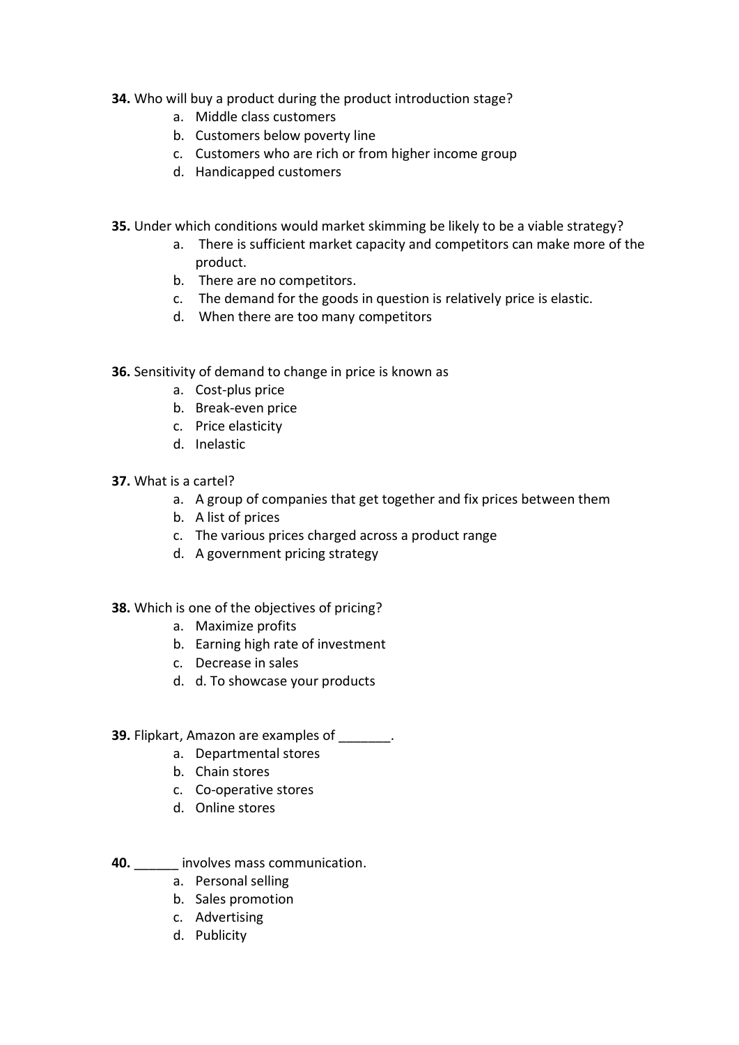**34.** Who will buy a product during the product introduction stage?

a. Middle class customers
b. Customers below poverty line
c. Customers who are rich or from higher income group
d. Handicapped customers

**35.** Under which conditions would market skimming be likely to be a viable strategy?

a. There is sufficient market capacity and competitors can make more of the product.
b. There are no competitors.
c. The demand for the goods in question is relatively price is elastic.
d. When there are too many competitors

**36.** Sensitivity of demand to change in price is known as

a. Cost-plus price
b. Break-even price
c. Price elasticity
d. Inelastic

**37.** What is a cartel?

a. A group of companies that get together and fix prices between them
b. A list of prices
c. The various prices charged across a product range
d. A government pricing strategy

**38.** Which is one of the objectives of pricing?

a. Maximize profits
b. Earning high rate of investment
c. Decrease in sales
d. d. To showcase your products

**39.** Flipkart, Amazon are examples of _______.

a. Departmental stores
b. Chain stores
c. Co-operative stores
d. Online stores

**40.** ______ involves mass communication.

a. Personal selling
b. Sales promotion
c. Advertising
d. Publicity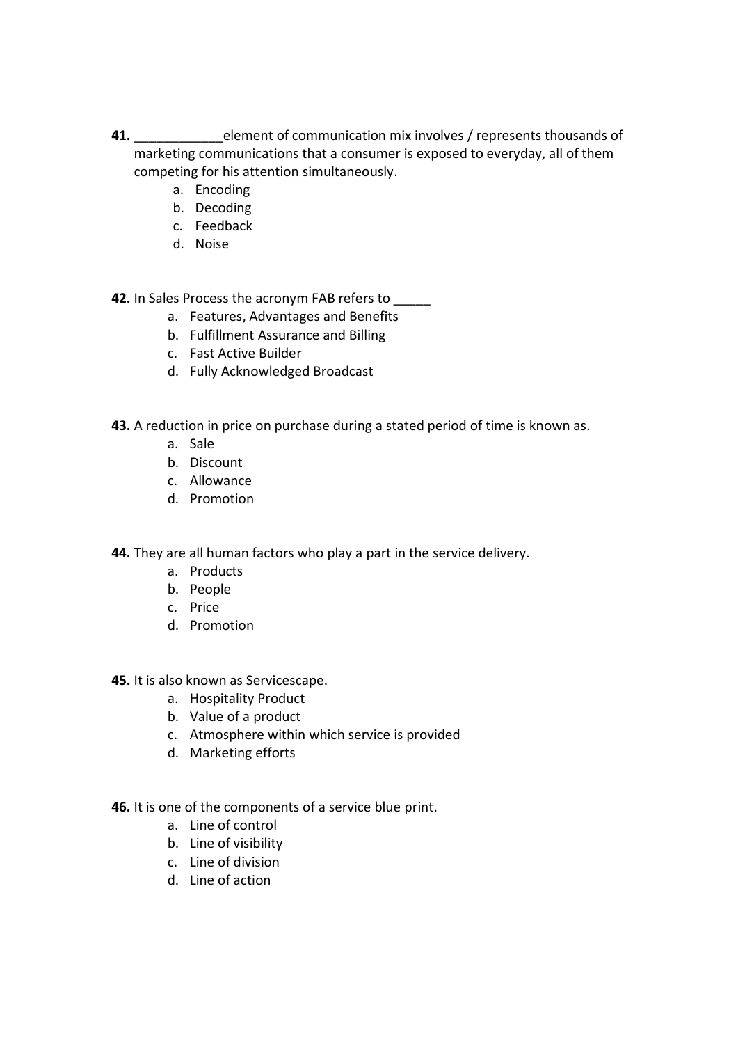**41.** ____________element of communication mix involves / represents thousands of marketing communications that a consumer is exposed to everyday, all of them competing for his attention simultaneously.

a. Encoding
b. Decoding
c. Feedback
d. Noise

**42.** In Sales Process the acronym FAB refers to _____

a. Features, Advantages and Benefits
b. Fulfillment Assurance and Billing
c. Fast Active Builder
d. Fully Acknowledged Broadcast

**43.** A reduction in price on purchase during a stated period of time is known as.

a. Sale
b. Discount
c. Allowance
d. Promotion

**44.** They are all human factors who play a part in the service delivery.

a. Products
b. People
c. Price
d. Promotion

**45.** It is also known as Servicescape.

a. Hospitality Product
b. Value of a product
c. Atmosphere within which service is provided
d. Marketing efforts

**46.** It is one of the components of a service blue print.

a. Line of control
b. Line of visibility
c. Line of division
d. Line of action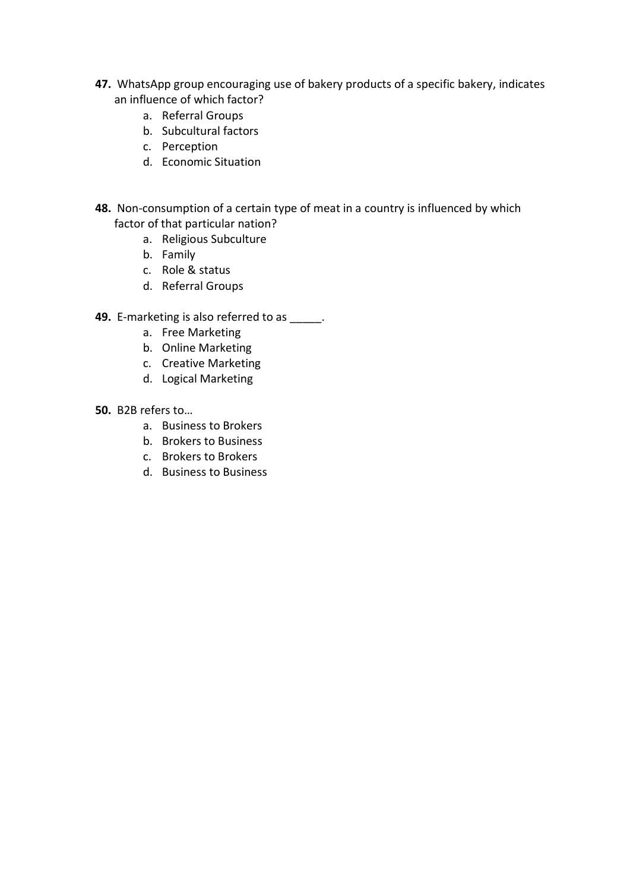**47.** WhatsApp group encouraging use of bakery products of a specific bakery, indicates an influence of which factor?

a. Referral Groups
b. Subcultural factors
c. Perception
d. Economic Situation

**48.** Non-consumption of a certain type of meat in a country is influenced by which factor of that particular nation?

a. Religious Subculture
b. Family
c. Role & status
d. Referral Groups

**49.** E-marketing is also referred to as _____.

a. Free Marketing
b. Online Marketing
c. Creative Marketing
d. Logical Marketing

**50.** B2B refers to…

a. Business to Brokers
b. Brokers to Business
c. Brokers to Brokers
d. Business to Business